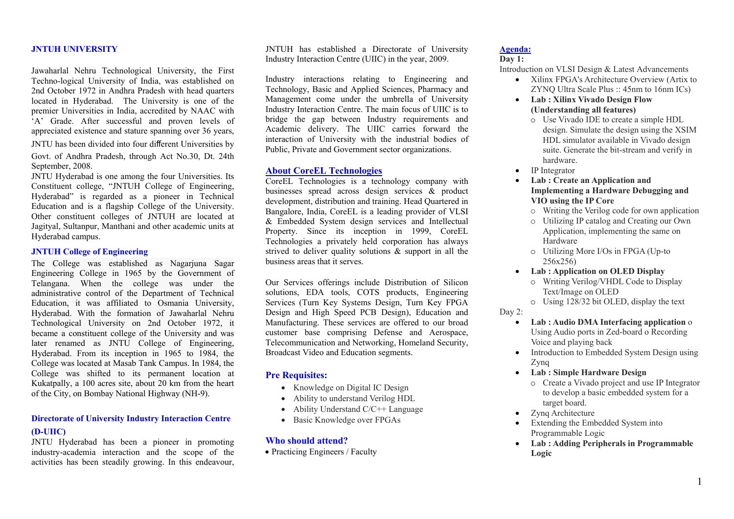## JNTUH UNIVERSITY

Jawaharlal Nehru Technological University, the First Techno-logical University of India, was established on 2nd October 1972 in Andhra Pradesh with head quarters located in Hyderabad. The University is one of the premier Universities in India, accredited by NAAC with 'A' Grade. After successful and proven levels of appreciated existence and stature spanning over 36 years, JNTU has been divided into four different Universities by Govt. of Andhra Pradesh, through Act No.30, Dt. 24th September, 2008.

JNTU Hyderabad is one among the four Universities. Its Constituent college, "JNTUH College of Engineering, Hyderabad" is regarded as a pioneer in Technical Education and is a flagship College of the University. Other constituent colleges of JNTUH are located at Jagityal, Sultanpur, Manthani and other academic units at Hyderabad campus.

### JNTUH College of Engineering

The College was established as Nagarjuna Sagar Engineering College in 1965 by the Government of Telangana. When the college was under the administrative control of the Department of Technical Education, it was affiliated to Osmania University, Hyderabad. With the formation of Jawaharlal Nehru Technological University on 2nd October 1972, it became a constituent college of the University and was later renamed as JNTU College of Engineering, Hyderabad. From its inception in 1965 to 1984, the College was located at Masab Tank Campus. In 1984, the College was shifted to its permanent location at Kukatpally, a 100 acres site, about 20 km from the heart of the City, on Bombay National Highway (NH-9).

### Directorate of University Industry Interaction Centre (D-UIIC)

JNTU Hyderabad has been a pioneer in promoting industry-academia interaction and the scope of the activities has been steadily growing. In this endeavour, JNTUH has established a Directorate of University Industry Interaction Centre (UIIC) in the year, 2009.

Industry interactions relating to Engineering and Technology, Basic and Applied Sciences, Pharmacy and Management come under the umbrella of University Industry Interaction Centre. The main focus of UIIC is to bridge the gap between Industry requirements and Academic delivery. The UIIC carries forward the interaction of University with the industrial bodies of Public, Private and Government sector organizations.

### About CoreEL Technologies

CoreEL Technologies is a technology company with businesses spread across design services & product development, distribution and training. Head Quartered in Bangalore, India, CoreEL is a leading provider of VLSI & Embedded System design services and Intellectual Property. Since its inception in 1999, CoreEL Technologies a privately held corporation has always strived to deliver quality solutions & support in all the business areas that it serves.

Our Services offerings include Distribution of Silicon solutions, EDA tools, COTS products, Engineering Services (Turn Key Systems Design, Turn Key FPGA Design and High Speed PCB Design), Education and Manufacturing. These services are offered to our broad customer base comprising Defense and Aerospace, Telecommunication and Networking, Homeland Security, Broadcast Video and Education segments.

### Pre Requisites:

- Knowledge on Digital IC Design
- Ability to understand Verilog HDL
- Ability Understand C/C++ Language
- Basic Knowledge over FPGAs

### Who should attend?

- Practicing Engineers / Faculty

### Agenda:

**Day 1:**

Introduction on VLSI Design & Latest Advancements

- Xilinx FPGA's Architecture Overview (Artix to ZYNQ Ultra Scale Plus :: 45nm to 16nm ICs)
- **Lab : Xilinx Vivado Design Flow (Understanding all features)**
  - Use Vivado IDE to create a simple HDL design. Simulate the design using the XSIM HDL simulator available in Vivado design suite. Generate the bit-stream and verify in hardware.
- IP Integrator
- **Lab : Create an Application and Implementing a Hardware Debugging and VIO using the IP Core**
  - Writing the Verilog code for own application
  - Utilizing IP catalog and Creating our Own Application, implementing the same on Hardware
  - Utilizing More I/Os in FPGA (Up-to 256x256)
- **Lab : Application on OLED Display**
  - Writing Verilog/VHDL Code to Display Text/Image on OLED
  - Using 128/32 bit OLED, display the text

Day 2:

- **Lab : Audio DMA Interfacing application** o Using Audio ports in Zed-board o Recording Voice and playing back
- Introduction to Embedded System Design using Zynq
- **Lab : Simple Hardware Design**
  - Create a Vivado project and use IP Integrator to develop a basic embedded system for a target board.
- Zynq Architecture
- Extending the Embedded System into Programmable Logic
- **Lab : Adding Peripherals in Programmable Logic**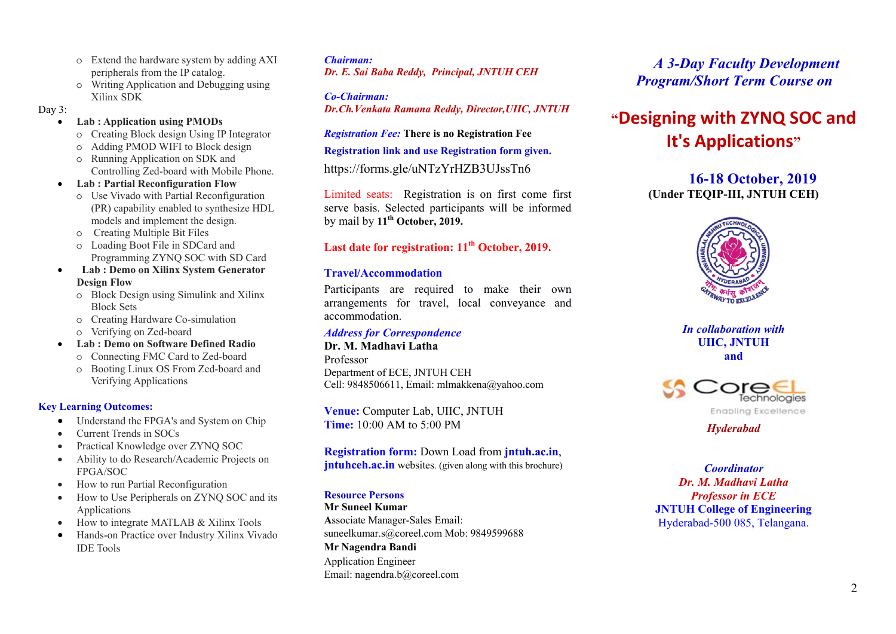- Extend the hardware system by adding AXI peripherals from the IP catalog.
- Writing Application and Debugging using Xilinx SDK

Day 3:

- **Lab : Application using PMODs**
  - Creating Block design Using IP Integrator
  - Adding PMOD WIFI to Block design
  - Running Application on SDK and Controlling Zed-board with Mobile Phone.
- **Lab : Partial Reconfiguration Flow**
  - Use Vivado with Partial Reconfiguration (PR) capability enabled to synthesize HDL models and implement the design.
  - Creating Multiple Bit Files
  - Loading Boot File in SDCard and Programming ZYNQ SOC with SD Card
- **Lab : Demo on Xilinx System Generator Design Flow**
  - Block Design using Simulink and Xilinx Block Sets
  - Creating Hardware Co-simulation
  - Verifying on Zed-board
- **Lab : Demo on Software Defined Radio**
  - Connecting FMC Card to Zed-board
  - Booting Linux OS From Zed-board and Verifying Applications

**Key Learning Outcomes:**

- Understand the FPGA's and System on Chip
- Current Trends in SOCs
- Practical Knowledge over ZYNQ SOC
- Ability to do Research/Academic Projects on FPGA/SOC
- How to run Partial Reconfiguration
- How to Use Peripherals on ZYNQ SOC and its Applications
- How to integrate MATLAB & Xilinx Tools
- Hands-on Practice over Industry Xilinx Vivado IDE Tools

***Chairman:***
***Dr. E. Sai Baba Reddy, Principal, JNTUH CEH***

***Co-Chairman:***
***Dr.Ch.Venkata Ramana Reddy, Director,UIIC, JNTUH***

*Registration Fee:* **There is no Registration Fee**

**Registration link and use Registration form given.**

https://forms.gle/uNTzYrHZB3UJssTn6

Limited seats: Registration is on first come first serve basis. Selected participants will be informed by mail by **11th October, 2019.**

**Last date for registration: 11th October, 2019.**

**Travel/Accommodation**

Participants are required to make their own arrangements for travel, local conveyance and accommodation.

***Address for Correspondence***

**Dr. M. Madhavi Latha**
Professor
Department of ECE, JNTUH CEH
Cell: 9848506611, Email: mlmakkena@yahoo.com

**Venue:** Computer Lab, UIIC, JNTUH
**Time:** 10:00 AM to 5:00 PM

**Registration form:** Down Load from **jntuh.ac.in**, **jntuhceh.ac.in** websites. (given along with this brochure)

**Resource Persons**

**Mr Suneel Kumar**
Associate Manager-Sales Email: suneelkumar.s@coreel.com Mob: 9849599688

**Mr Nagendra Bandi**
Application Engineer
Email: nagendra.b@coreel.com

***A 3-Day Faculty Development Program/Short Term Course on***

# "Designing with ZYNQ SOC and It's Applications"

**16-18 October, 2019**
**(Under TEQIP-III, JNTUH CEH)**

***In collaboration with***
**UIIC, JNTUH**
**and**

CoreEL Technologies
Enabling Excellence

***Hyderabad***

***Coordinator***
***Dr. M. Madhavi Latha***
***Professor in ECE***
**JNTUH College of Engineering**
Hyderabad-500 085, Telangana.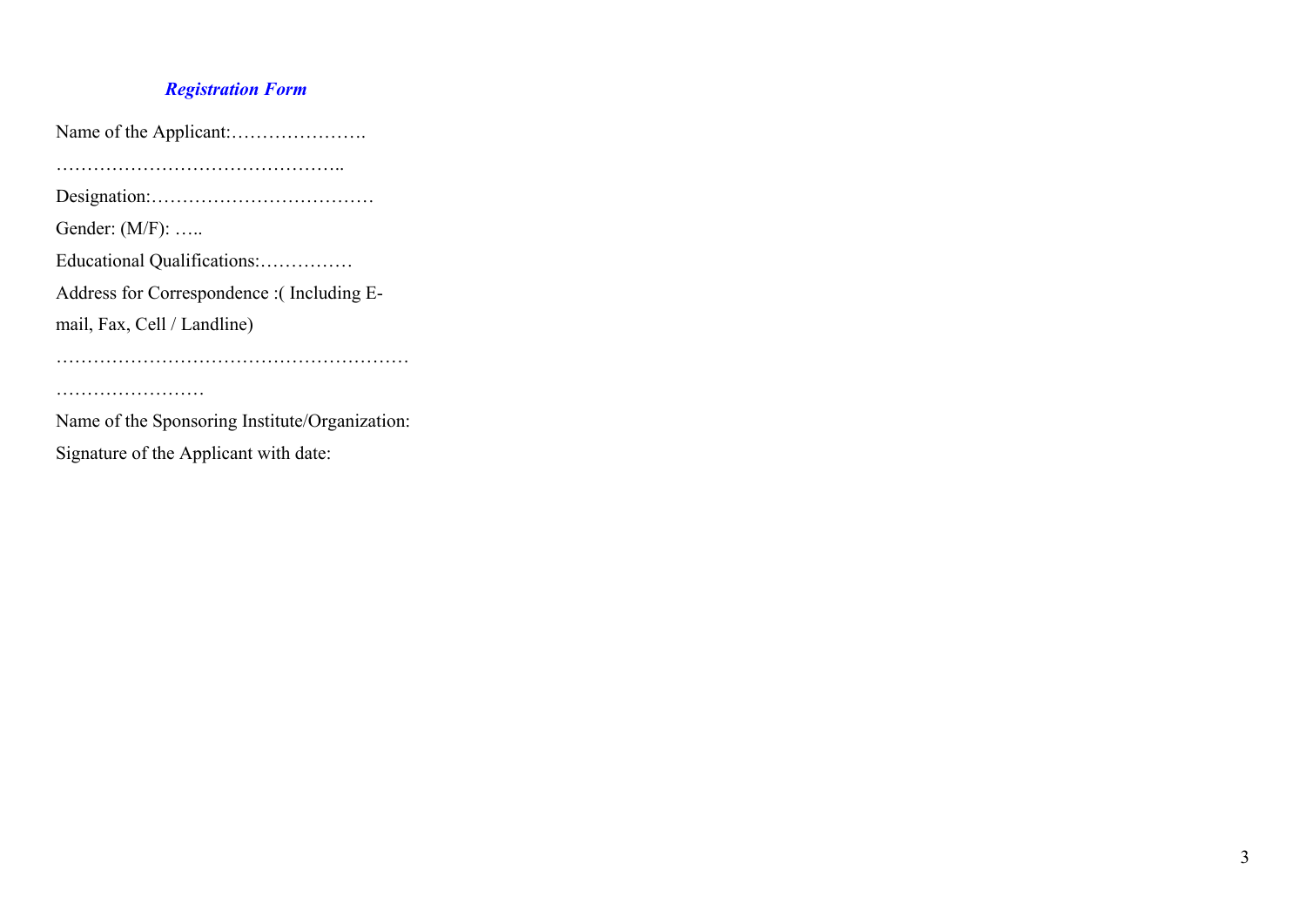***Registration Form***

Name of the Applicant:………………….

………………………………………..

Designation:………………………………

Gender: (M/F): …..

Educational Qualifications:……………

Address for Correspondence :( Including E-mail, Fax, Cell / Landline)

…………………………………………………

……………………

Name of the Sponsoring Institute/Organization:

Signature of the Applicant with date: